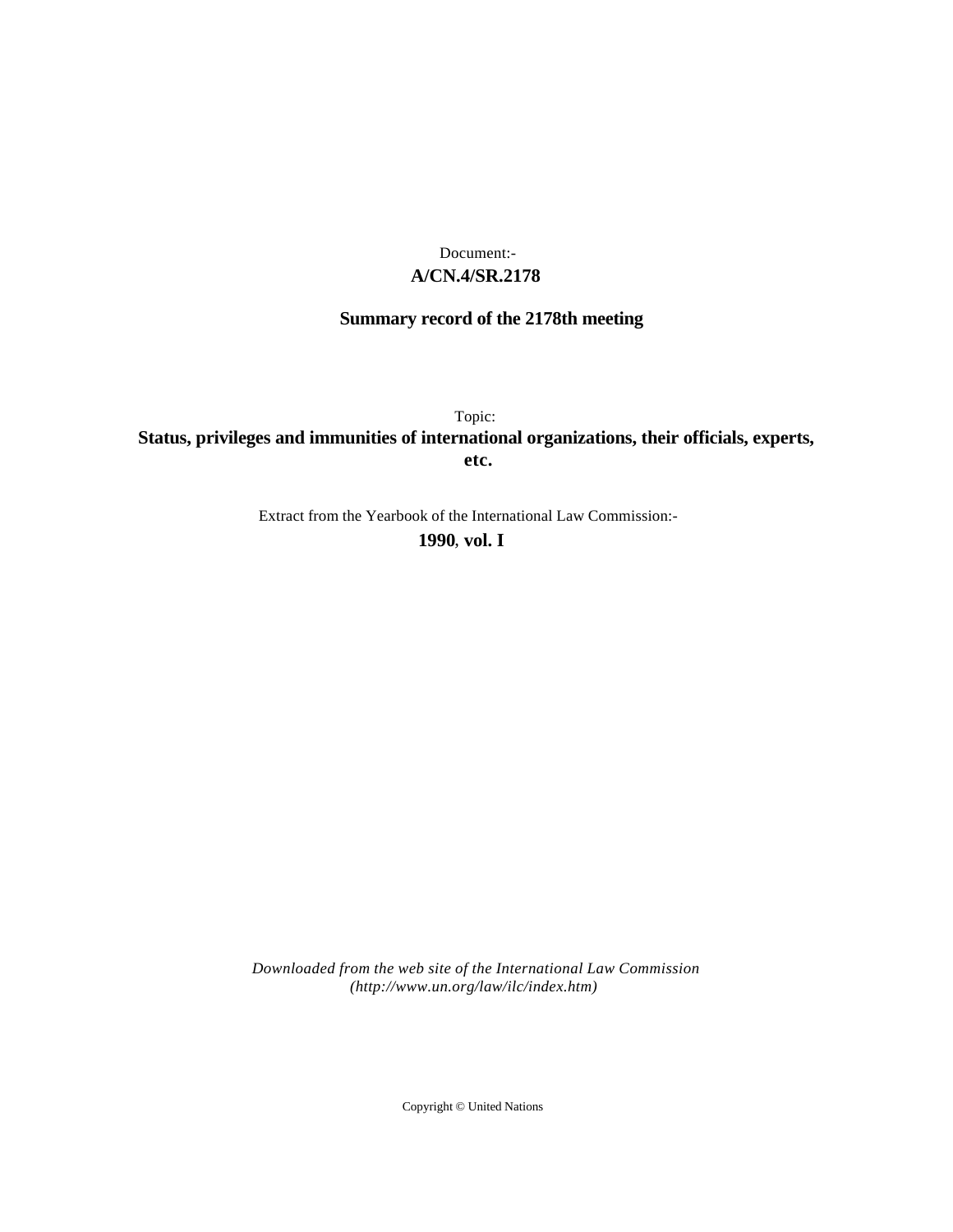Document:-

**A/CN.4/SR.2178**

**Summary record of the 2178th meeting**

Topic:

**Status, privileges and immunities of international organizations, their officials, experts, etc.**

Extract from the Yearbook of the International Law Commission:-

**1990, vol. I**

*Downloaded from the web site of the International Law Commission (http://www.un.org/law/ilc/index.htm)*

Copyright © United Nations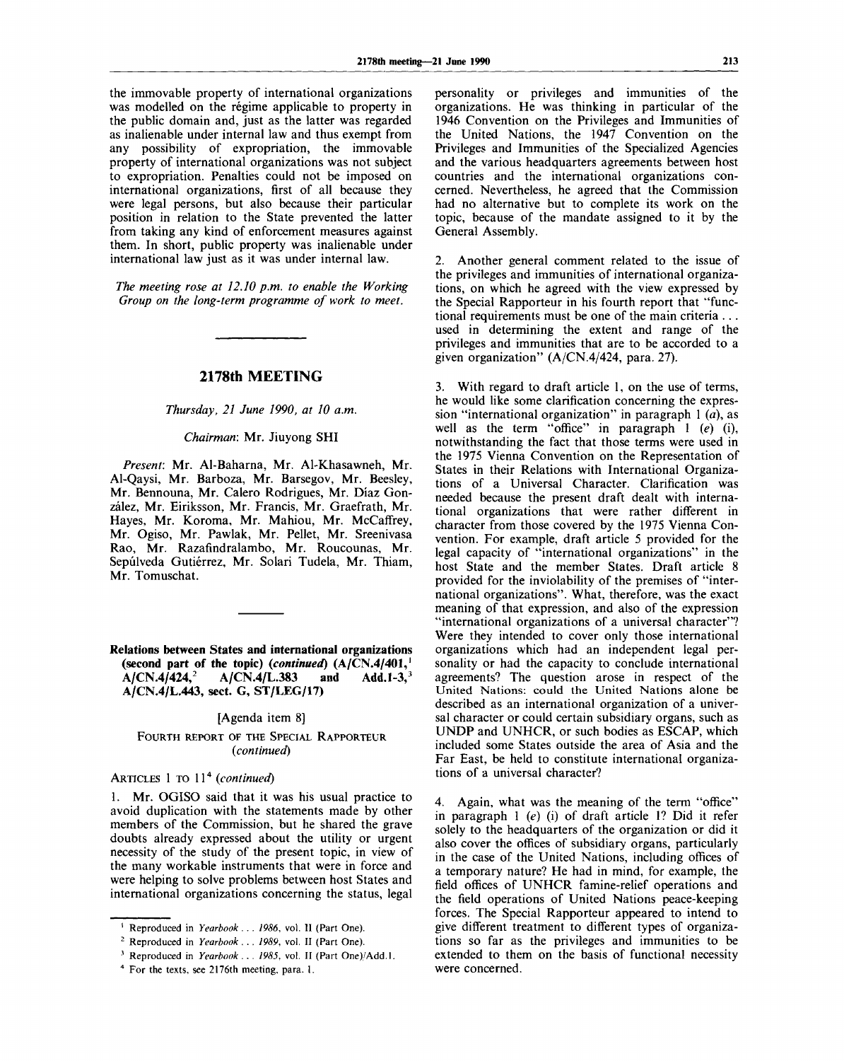the immovable property of international organizations was modelled on the régime applicable to property in the public domain and, just as the latter was regarded as inalienable under internal law and thus exempt from any possibility of expropriation, the immovable property of international organizations was not subject to expropriation. Penalties could not be imposed on international organizations, first of all because they were legal persons, but also because their particular position in relation to the State prevented the latter from taking any kind of enforcement measures against them. In short, public property was inalienable under international law just as it was under internal law.

*The meeting rose at 12.10 p.m. to enable the Working Group on the long-term programme of work to meet.*

---

## 2178th MEETING

*Thursday, 21 June 1990, at 10 a.m.*

*Chairman*: Mr. Jiuyong SHI

*Present*: Mr. Al-Baharna, Mr. Al-Khasawneh, Mr. Al-Qaysi, Mr. Barboza, Mr. Barsegov, Mr. Beesley, Mr. Bennouna, Mr. Calero Rodrigues, Mr. Díaz González, Mr. Eiriksson, Mr. Francis, Mr. Graefrath, Mr. Hayes, Mr. Koroma, Mr. Mahiou, Mr. McCaffrey, Mr. Ogiso, Mr. Pawlak, Mr. Pellet, Mr. Sreenivasa Rao, Mr. Razafindralambo, Mr. Roucounas, Mr. Sepúlveda Gutiérrez, Mr. Solari Tudela, Mr. Thiam, Mr. Tomuschat.

---

### Relations between States and international organizations (second part of the topic) (*continued*) (A/CN.4/401,[1] A/CN.4/424,[2] A/CN.4/L.383 and Add.1-3,[3] A/CN.4/L.443, sect. G, ST/LEG/17)

[Agenda item 8]

FOURTH REPORT OF THE SPECIAL RAPPORTEUR (*continued*)

ARTICLES 1 TO 11[4] (*continued*)

1. Mr. OGISO said that it was his usual practice to avoid duplication with the statements made by other members of the Commission, but he shared the grave doubts already expressed about the utility or urgent necessity of the study of the present topic, in view of the many workable instruments that were in force and were helping to solve problems between host States and international organizations concerning the status, legal personality or privileges and immunities of the organizations. He was thinking in particular of the 1946 Convention on the Privileges and Immunities of the United Nations, the 1947 Convention on the Privileges and Immunities of the Specialized Agencies and the various headquarters agreements between host countries and the international organizations concerned. Nevertheless, he agreed that the Commission had no alternative but to complete its work on the topic, because of the mandate assigned to it by the General Assembly.

2. Another general comment related to the issue of the privileges and immunities of international organizations, on which he agreed with the view expressed by the Special Rapporteur in his fourth report that "functional requirements must be one of the main criteria ... used in determining the extent and range of the privileges and immunities that are to be accorded to a given organization" (A/CN.4/424, para. 27).

3. With regard to draft article 1, on the use of terms, he would like some clarification concerning the expression "international organization" in paragraph 1 (*a*), as well as the term "office" in paragraph 1 (*e*) (i), notwithstanding the fact that those terms were used in the 1975 Vienna Convention on the Representation of States in their Relations with International Organizations of a Universal Character. Clarification was needed because the present draft dealt with international organizations that were rather different in character from those covered by the 1975 Vienna Convention. For example, draft article 5 provided for the legal capacity of "international organizations" in the host State and the member States. Draft article 8 provided for the inviolability of the premises of "international organizations". What, therefore, was the exact meaning of that expression, and also of the expression "international organizations of a universal character"? Were they intended to cover only those international organizations which had an independent legal personality or had the capacity to conclude international agreements? The question arose in respect of the United Nations: could the United Nations alone be described as an international organization of a universal character or could certain subsidiary organs, such as UNDP and UNHCR, or such bodies as ESCAP, which included some States outside the area of Asia and the Far East, be held to constitute international organizations of a universal character?

4. Again, what was the meaning of the term "office" in paragraph 1 (*e*) (i) of draft article 1? Did it refer solely to the headquarters of the organization or did it also cover the offices of subsidiary organs, particularly in the case of the United Nations, including offices of a temporary nature? He had in mind, for example, the field offices of UNHCR famine-relief operations and the field operations of United Nations peace-keeping forces. The Special Rapporteur appeared to intend to give different treatment to different types of organizations so far as the privileges and immunities to be extended to them on the basis of functional necessity were concerned.

---

[1] Reproduced in *Yearbook ... 1986*, vol. II (Part One).

[2] Reproduced in *Yearbook ... 1989*, vol. II (Part One).

[3] Reproduced in *Yearbook ... 1985*, vol. II (Part One)/Add.1.

[4] For the texts, see 2176th meeting, para. 1.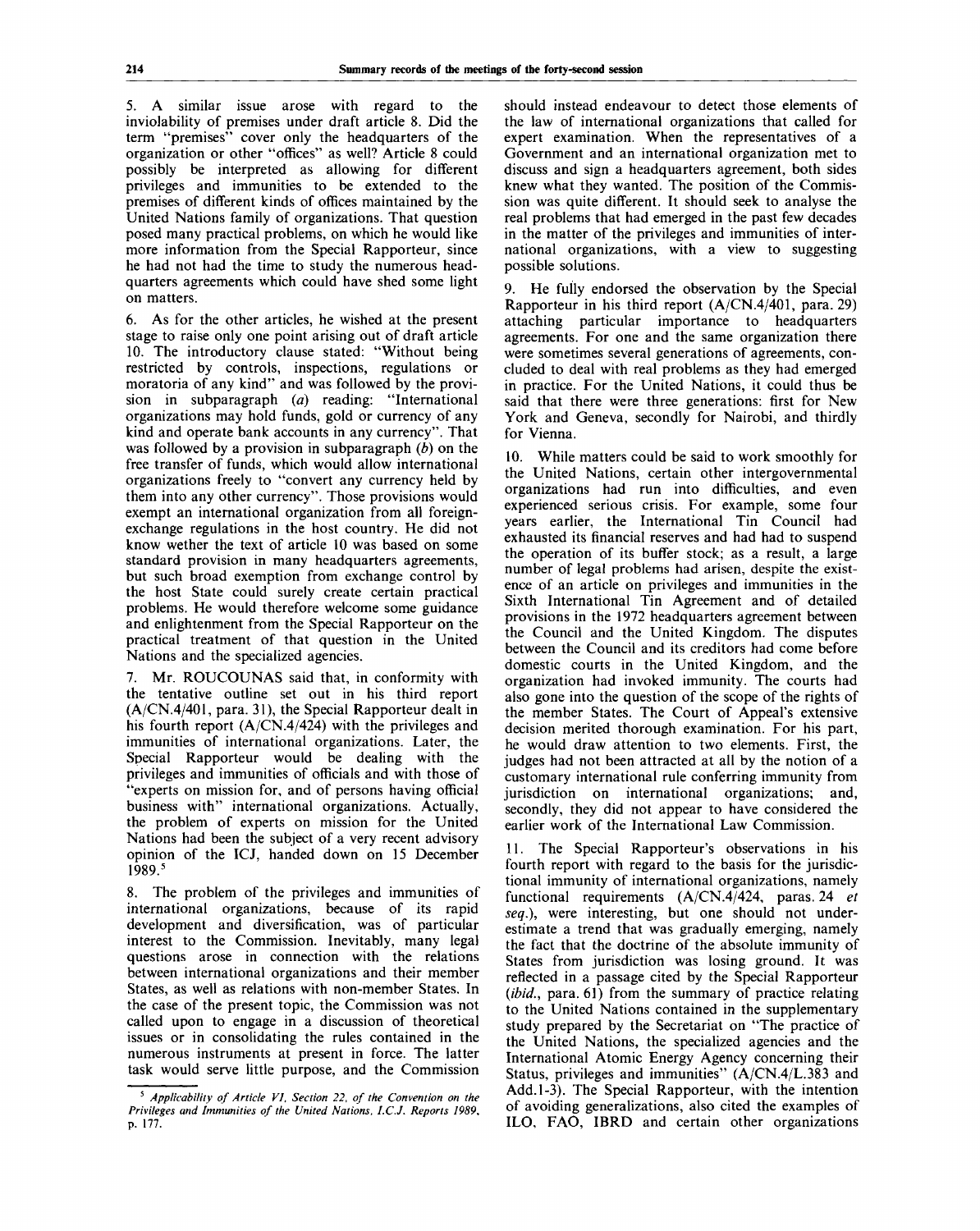5. A similar issue arose with regard to the inviolability of premises under draft article 8. Did the term "premises" cover only the headquarters of the organization or other "offices" as well? Article 8 could possibly be interpreted as allowing for different privileges and immunities to be extended to the premises of different kinds of offices maintained by the United Nations family of organizations. That question posed many practical problems, on which he would like more information from the Special Rapporteur, since he had not had the time to study the numerous headquarters agreements which could have shed some light on matters.

6. As for the other articles, he wished at the present stage to raise only one point arising out of draft article 10. The introductory clause stated: "Without being restricted by controls, inspections, regulations or moratoria of any kind" and was followed by the provision in subparagraph (*a*) reading: "International organizations may hold funds, gold or currency of any kind and operate bank accounts in any currency". That was followed by a provision in subparagraph (*b*) on the free transfer of funds, which would allow international organizations freely to "convert any currency held by them into any other currency". Those provisions would exempt an international organization from all foreign-exchange regulations in the host country. He did not know wether the text of article 10 was based on some standard provision in many headquarters agreements, but such broad exemption from exchange control by the host State could surely create certain practical problems. He would therefore welcome some guidance and enlightenment from the Special Rapporteur on the practical treatment of that question in the United Nations and the specialized agencies.

7. Mr. ROUCOUNAS said that, in conformity with the tentative outline set out in his third report (A/CN.4/401, para. 31), the Special Rapporteur dealt in his fourth report (A/CN.4/424) with the privileges and immunities of international organizations. Later, the Special Rapporteur would be dealing with the privileges and immunities of officials and with those of "experts on mission for, and of persons having official business with" international organizations. Actually, the problem of experts on mission for the United Nations had been the subject of a very recent advisory opinion of the ICJ, handed down on 15 December 1989.[5]

8. The problem of the privileges and immunities of international organizations, because of its rapid development and diversification, was of particular interest to the Commission. Inevitably, many legal questions arose in connection with the relations between international organizations and their member States, as well as relations with non-member States. In the case of the present topic, the Commission was not called upon to engage in a discussion of theoretical issues or in consolidating the rules contained in the numerous instruments at present in force. The latter task would serve little purpose, and the Commission should instead endeavour to detect those elements of the law of international organizations that called for expert examination. When the representatives of a Government and an international organization met to discuss and sign a headquarters agreement, both sides knew what they wanted. The position of the Commission was quite different. It should seek to analyse the real problems that had emerged in the past few decades in the matter of the privileges and immunities of international organizations, with a view to suggesting possible solutions.

9. He fully endorsed the observation by the Special Rapporteur in his third report (A/CN.4/401, para. 29) attaching particular importance to headquarters agreements. For one and the same organization there were sometimes several generations of agreements, concluded to deal with real problems as they had emerged in practice. For the United Nations, it could thus be said that there were three generations: first for New York and Geneva, secondly for Nairobi, and thirdly for Vienna.

10. While matters could be said to work smoothly for the United Nations, certain other intergovernmental organizations had run into difficulties, and even experienced serious crisis. For example, some four years earlier, the International Tin Council had exhausted its financial reserves and had had to suspend the operation of its buffer stock; as a result, a large number of legal problems had arisen, despite the existence of an article on privileges and immunities in the Sixth International Tin Agreement and of detailed provisions in the 1972 headquarters agreement between the Council and the United Kingdom. The disputes between the Council and its creditors had come before domestic courts in the United Kingdom, and the organization had invoked immunity. The courts had also gone into the question of the scope of the rights of the member States. The Court of Appeal's extensive decision merited thorough examination. For his part, he would draw attention to two elements. First, the judges had not been attracted at all by the notion of a customary international rule conferring immunity from jurisdiction on international organizations; and, secondly, they did not appear to have considered the earlier work of the International Law Commission.

11. The Special Rapporteur's observations in his fourth report with regard to the basis for the jurisdictional immunity of international organizations, namely functional requirements (A/CN.4/424, paras. 24 *et seq.*), were interesting, but one should not underestimate a trend that was gradually emerging, namely the fact that the doctrine of the absolute immunity of States from jurisdiction was losing ground. It was reflected in a passage cited by the Special Rapporteur (*ibid.*, para. 61) from the summary of practice relating to the United Nations contained in the supplementary study prepared by the Secretariat on "The practice of the United Nations, the specialized agencies and the International Atomic Energy Agency concerning their Status, privileges and immunities" (A/CN.4/L.383 and Add.1-3). The Special Rapporteur, with the intention of avoiding generalizations, also cited the examples of ILO, FAO, IBRD and certain other organizations

---

[5] *Applicability of Article VI, Section 22, of the Convention on the Privileges and Immunities of the United Nations, I.C.J. Reports 1989*, p. 177.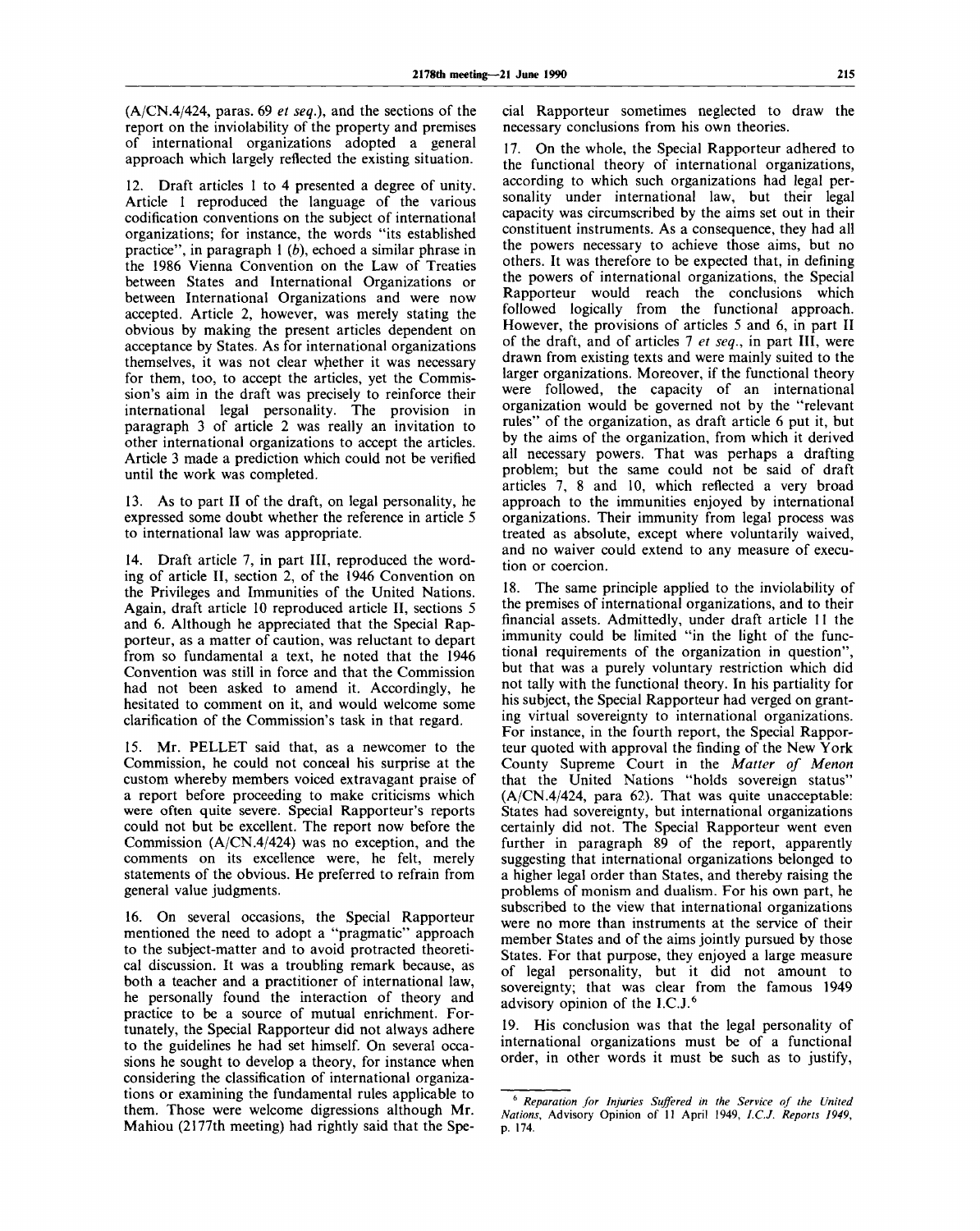(A/CN.4/424, paras. 69 *et seq.*), and the sections of the report on the inviolability of the property and premises of international organizations adopted a general approach which largely reflected the existing situation.

12. Draft articles 1 to 4 presented a degree of unity. Article 1 reproduced the language of the various codification conventions on the subject of international organizations; for instance, the words "its established practice", in paragraph 1 (*b*), echoed a similar phrase in the 1986 Vienna Convention on the Law of Treaties between States and International Organizations or between International Organizations and were now accepted. Article 2, however, was merely stating the obvious by making the present articles dependent on acceptance by States. As for international organizations themselves, it was not clear whether it was necessary for them, too, to accept the articles, yet the Commission's aim in the draft was precisely to reinforce their international legal personality. The provision in paragraph 3 of article 2 was really an invitation to other international organizations to accept the articles. Article 3 made a prediction which could not be verified until the work was completed.

13. As to part II of the draft, on legal personality, he expressed some doubt whether the reference in article 5 to international law was appropriate.

14. Draft article 7, in part III, reproduced the wording of article II, section 2, of the 1946 Convention on the Privileges and Immunities of the United Nations. Again, draft article 10 reproduced article II, sections 5 and 6. Although he appreciated that the Special Rapporteur, as a matter of caution, was reluctant to depart from so fundamental a text, he noted that the 1946 Convention was still in force and that the Commission had not been asked to amend it. Accordingly, he hesitated to comment on it, and would welcome some clarification of the Commission's task in that regard.

15. Mr. PELLET said that, as a newcomer to the Commission, he could not conceal his surprise at the custom whereby members voiced extravagant praise of a report before proceeding to make criticisms which were often quite severe. Special Rapporteur's reports could not but be excellent. The report now before the Commission (A/CN.4/424) was no exception, and the comments on its excellence were, he felt, merely statements of the obvious. He preferred to refrain from general value judgments.

16. On several occasions, the Special Rapporteur mentioned the need to adopt a "pragmatic" approach to the subject-matter and to avoid protracted theoretical discussion. It was a troubling remark because, as both a teacher and a practitioner of international law, he personally found the interaction of theory and practice to be a source of mutual enrichment. Fortunately, the Special Rapporteur did not always adhere to the guidelines he had set himself. On several occasions he sought to develop a theory, for instance when considering the classification of international organizations or examining the fundamental rules applicable to them. Those were welcome digressions although Mr. Mahiou (2177th meeting) had rightly said that the Special Rapporteur sometimes neglected to draw the necessary conclusions from his own theories.

17. On the whole, the Special Rapporteur adhered to the functional theory of international organizations, according to which such organizations had legal personality under international law, but their legal capacity was circumscribed by the aims set out in their constituent instruments. As a consequence, they had all the powers necessary to achieve those aims, but no others. It was therefore to be expected that, in defining the powers of international organizations, the Special Rapporteur would reach the conclusions which followed logically from the functional approach. However, the provisions of articles 5 and 6, in part II of the draft, and of articles 7 *et seq.*, in part III, were drawn from existing texts and were mainly suited to the larger organizations. Moreover, if the functional theory were followed, the capacity of an international organization would be governed not by the "relevant rules" of the organization, as draft article 6 put it, but by the aims of the organization, from which it derived all necessary powers. That was perhaps a drafting problem; but the same could not be said of draft articles 7, 8 and 10, which reflected a very broad approach to the immunities enjoyed by international organizations. Their immunity from legal process was treated as absolute, except where voluntarily waived, and no waiver could extend to any measure of execution or coercion.

18. The same principle applied to the inviolability of the premises of international organizations, and to their financial assets. Admittedly, under draft article 11 the immunity could be limited "in the light of the functional requirements of the organization in question", but that was a purely voluntary restriction which did not tally with the functional theory. In his partiality for his subject, the Special Rapporteur had verged on granting virtual sovereignty to international organizations. For instance, in the fourth report, the Special Rapporteur quoted with approval the finding of the New York County Supreme Court in the *Matter of Menon* that the United Nations "holds sovereign status" (A/CN.4/424, para 62). That was quite unacceptable: States had sovereignty, but international organizations certainly did not. The Special Rapporteur went even further in paragraph 89 of the report, apparently suggesting that international organizations belonged to a higher legal order than States, and thereby raising the problems of monism and dualism. For his own part, he subscribed to the view that international organizations were no more than instruments at the service of their member States and of the aims jointly pursued by those States. For that purpose, they enjoyed a large measure of legal personality, but it did not amount to sovereignty; that was clear from the famous 1949 advisory opinion of the I.C.J.[6]

19. His conclusion was that the legal personality of international organizations must be of a functional order, in other words it must be such as to justify,

---

[6] *Reparation for Injuries Suffered in the Service of the United Nations*, Advisory Opinion of 11 April 1949, *I.C.J. Reports 1949*, p. 174.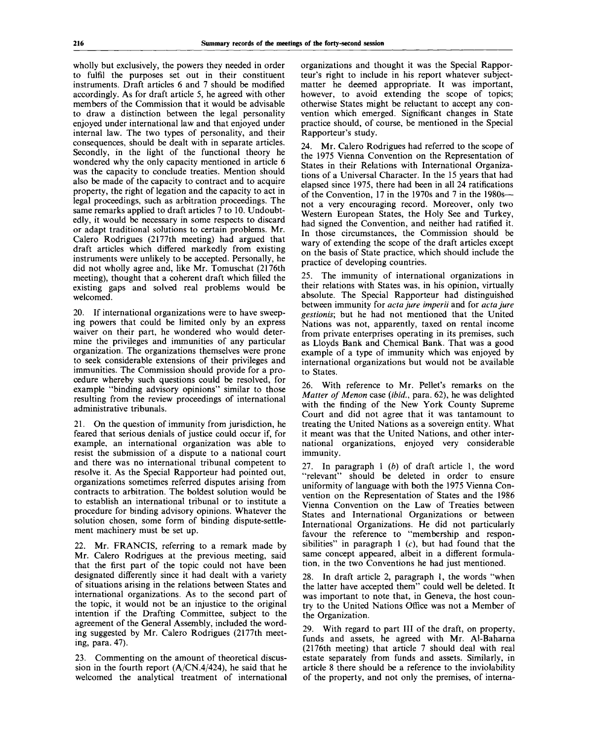wholly but exclusively, the powers they needed in order to fulfil the purposes set out in their constituent instruments. Draft articles 6 and 7 should be modified accordingly. As for draft article 5, he agreed with other members of the Commission that it would be advisable to draw a distinction between the legal personality enjoyed under international law and that enjoyed under internal law. The two types of personality, and their consequences, should be dealt with in separate articles. Secondly, in the light of the functional theory he wondered why the only capacity mentioned in article 6 was the capacity to conclude treaties. Mention should also be made of the capacity to contract and to acquire property, the right of legation and the capacity to act in legal proceedings, such as arbitration proceedings. The same remarks applied to draft articles 7 to 10. Undoubtedly, it would be necessary in some respects to discard or adapt traditional solutions to certain problems. Mr. Calero Rodrigues (2177th meeting) had argued that draft articles which differed markedly from existing instruments were unlikely to be accepted. Personally, he did not wholly agree and, like Mr. Tomuschat (2176th meeting), thought that a coherent draft which filled the existing gaps and solved real problems would be welcomed.

20. If international organizations were to have sweeping powers that could be limited only by an express waiver on their part, he wondered who would determine the privileges and immunities of any particular organization. The organizations themselves were prone to seek considerable extensions of their privileges and immunities. The Commission should provide for a procedure whereby such questions could be resolved, for example "binding advisory opinions" similar to those resulting from the review proceedings of international administrative tribunals.

21. On the question of immunity from jurisdiction, he feared that serious denials of justice could occur if, for example, an international organization was able to resist the submission of a dispute to a national court and there was no international tribunal competent to resolve it. As the Special Rapporteur had pointed out, organizations sometimes referred disputes arising from contracts to arbitration. The boldest solution would be to establish an international tribunal or to institute a procedure for binding advisory opinions. Whatever the solution chosen, some form of binding dispute-settlement machinery must be set up.

22. Mr. FRANCIS, referring to a remark made by Mr. Calero Rodrigues at the previous meeting, said that the first part of the topic could not have been designated differently since it had dealt with a variety of situations arising in the relations between States and international organizations. As to the second part of the topic, it would not be an injustice to the original intention if the Drafting Committee, subject to the agreement of the General Assembly, included the wording suggested by Mr. Calero Rodrigues (2177th meeting, para. 47).

23. Commenting on the amount of theoretical discussion in the fourth report (A/CN.4/424), he said that he welcomed the analytical treatment of international organizations and thought it was the Special Rapporteur's right to include in his report whatever subject-matter he deemed appropriate. It was important, however, to avoid extending the scope of topics; otherwise States might be reluctant to accept any convention which emerged. Significant changes in State practice should, of course, be mentioned in the Special Rapporteur's study.

24. Mr. Calero Rodrigues had referred to the scope of the 1975 Vienna Convention on the Representation of States in their Relations with International Organizations of a Universal Character. In the 15 years that had elapsed since 1975, there had been in all 24 ratifications of the Convention, 17 in the 1970s and 7 in the 1980s—not a very encouraging record. Moreover, only two Western European States, the Holy See and Turkey, had signed the Convention, and neither had ratified it. In those circumstances, the Commission should be wary of extending the scope of the draft articles except on the basis of State practice, which should include the practice of developing countries.

25. The immunity of international organizations in their relations with States was, in his opinion, virtually absolute. The Special Rapporteur had distinguished between immunity for *acta jure imperii* and for *acta jure gestionis*; but he had not mentioned that the United Nations was not, apparently, taxed on rental income from private enterprises operating in its premises, such as Lloyds Bank and Chemical Bank. That was a good example of a type of immunity which was enjoyed by international organizations but would not be available to States.

26. With reference to Mr. Pellet's remarks on the *Matter of Menon* case (*ibid.*, para. 62), he was delighted with the finding of the New York County Supreme Court and did not agree that it was tantamount to treating the United Nations as a sovereign entity. What it meant was that the United Nations, and other international organizations, enjoyed very considerable immunity.

27. In paragraph 1 (*b*) of draft article 1, the word "relevant" should be deleted in order to ensure uniformity of language with both the 1975 Vienna Convention on the Representation of States and the 1986 Vienna Convention on the Law of Treaties between States and International Organizations or between International Organizations. He did not particularly favour the reference to "membership and responsibilities" in paragraph 1 (*c*), but had found that the same concept appeared, albeit in a different formulation, in the two Conventions he had just mentioned.

28. In draft article 2, paragraph 1, the words "when the latter have accepted them" could well be deleted. It was important to note that, in Geneva, the host country to the United Nations Office was not a Member of the Organization.

29. With regard to part III of the draft, on property, funds and assets, he agreed with Mr. Al-Baharna (2176th meeting) that article 7 should deal with real estate separately from funds and assets. Similarly, in article 8 there should be a reference to the inviolability of the property, and not only the premises, of interna-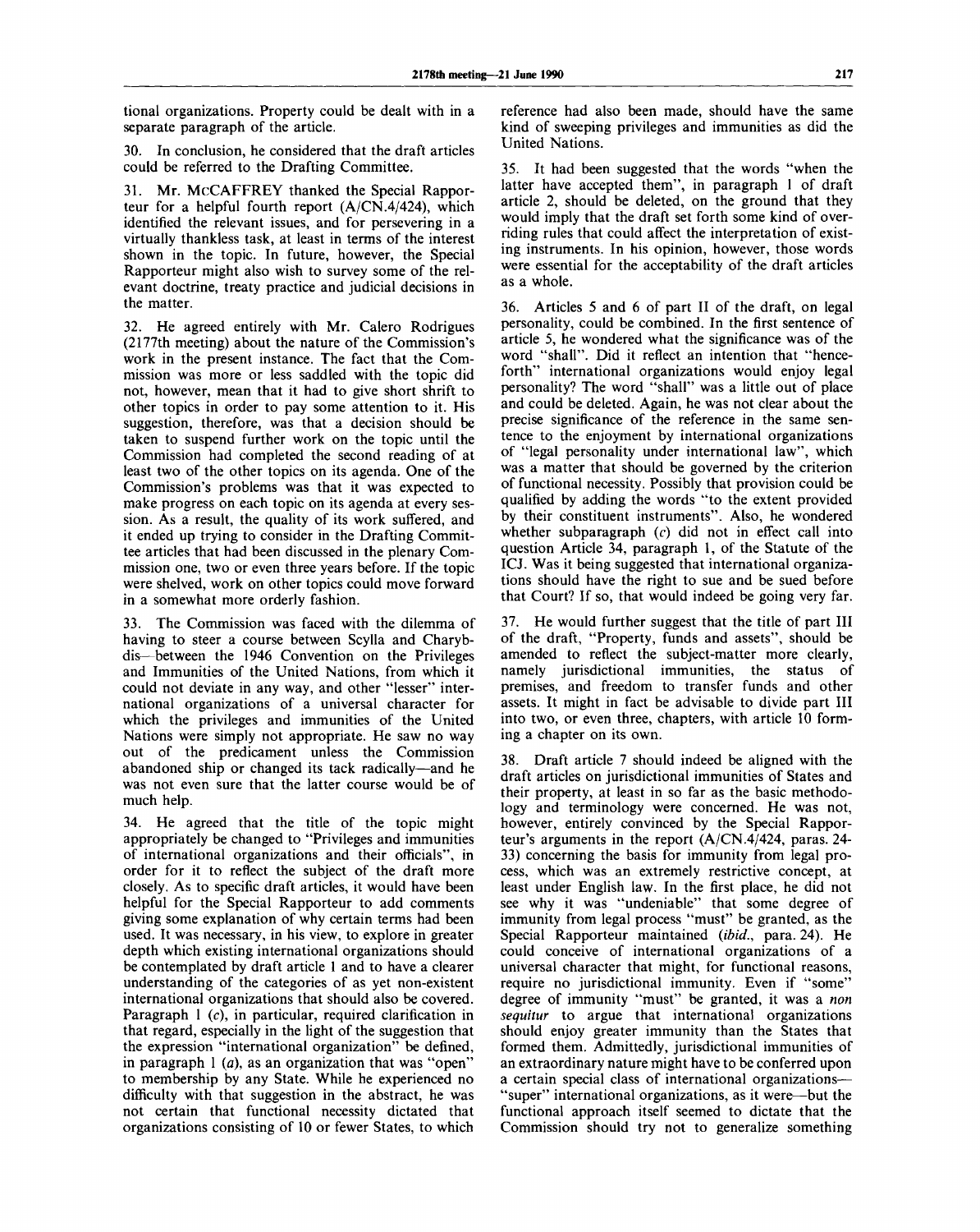tional organizations. Property could be dealt with in a separate paragraph of the article.

30. In conclusion, he considered that the draft articles could be referred to the Drafting Committee.

31. Mr. McCAFFREY thanked the Special Rapporteur for a helpful fourth report (A/CN.4/424), which identified the relevant issues, and for persevering in a virtually thankless task, at least in terms of the interest shown in the topic. In future, however, the Special Rapporteur might also wish to survey some of the relevant doctrine, treaty practice and judicial decisions in the matter.

32. He agreed entirely with Mr. Calero Rodrigues (2177th meeting) about the nature of the Commission's work in the present instance. The fact that the Commission was more or less saddled with the topic did not, however, mean that it had to give short shrift to other topics in order to pay some attention to it. His suggestion, therefore, was that a decision should be taken to suspend further work on the topic until the Commission had completed the second reading of at least two of the other topics on its agenda. One of the Commission's problems was that it was expected to make progress on each topic on its agenda at every session. As a result, the quality of its work suffered, and it ended up trying to consider in the Drafting Committee articles that had been discussed in the plenary Commission one, two or even three years before. If the topic were shelved, work on other topics could move forward in a somewhat more orderly fashion.

33. The Commission was faced with the dilemma of having to steer a course between Scylla and Charybdis—between the 1946 Convention on the Privileges and Immunities of the United Nations, from which it could not deviate in any way, and other "lesser" international organizations of a universal character for which the privileges and immunities of the United Nations were simply not appropriate. He saw no way out of the predicament unless the Commission abandoned ship or changed its tack radically—and he was not even sure that the latter course would be of much help.

34. He agreed that the title of the topic might appropriately be changed to "Privileges and immunities of international organizations and their officials", in order for it to reflect the subject of the draft more closely. As to specific draft articles, it would have been helpful for the Special Rapporteur to add comments giving some explanation of why certain terms had been used. It was necessary, in his view, to explore in greater depth which existing international organizations should be contemplated by draft article 1 and to have a clearer understanding of the categories of as yet non-existent international organizations that should also be covered. Paragraph 1 (*c*), in particular, required clarification in that regard, especially in the light of the suggestion that the expression "international organization" be defined, in paragraph 1 (*a*), as an organization that was "open" to membership by any State. While he experienced no difficulty with that suggestion in the abstract, he was not certain that functional necessity dictated that organizations consisting of 10 or fewer States, to which reference had also been made, should have the same kind of sweeping privileges and immunities as did the United Nations.

35. It had been suggested that the words "when the latter have accepted them", in paragraph 1 of draft article 2, should be deleted, on the ground that they would imply that the draft set forth some kind of overriding rules that could affect the interpretation of existing instruments. In his opinion, however, those words were essential for the acceptability of the draft articles as a whole.

36. Articles 5 and 6 of part II of the draft, on legal personality, could be combined. In the first sentence of article 5, he wondered what the significance was of the word "shall". Did it reflect an intention that "henceforth" international organizations would enjoy legal personality? The word "shall" was a little out of place and could be deleted. Again, he was not clear about the precise significance of the reference in the same sentence to the enjoyment by international organizations of "legal personality under international law", which was a matter that should be governed by the criterion of functional necessity. Possibly that provision could be qualified by adding the words "to the extent provided by their constituent instruments". Also, he wondered whether subparagraph (*c*) did not in effect call into question Article 34, paragraph 1, of the Statute of the ICJ. Was it being suggested that international organizations should have the right to sue and be sued before that Court? If so, that would indeed be going very far.

37. He would further suggest that the title of part III of the draft, "Property, funds and assets", should be amended to reflect the subject-matter more clearly, namely jurisdictional immunities, the status of premises, and freedom to transfer funds and other assets. It might in fact be advisable to divide part III into two, or even three, chapters, with article 10 forming a chapter on its own.

38. Draft article 7 should indeed be aligned with the draft articles on jurisdictional immunities of States and their property, at least in so far as the basic methodology and terminology were concerned. He was not, however, entirely convinced by the Special Rapporteur's arguments in the report (A/CN.4/424, paras. 24-33) concerning the basis for immunity from legal process, which was an extremely restrictive concept, at least under English law. In the first place, he did not see why it was "undeniable" that some degree of immunity from legal process "must" be granted, as the Special Rapporteur maintained (*ibid.*, para. 24). He could conceive of international organizations of a universal character that might, for functional reasons, require no jurisdictional immunity. Even if "some" degree of immunity "must" be granted, it was a *non sequitur* to argue that international organizations should enjoy greater immunity than the States that formed them. Admittedly, jurisdictional immunities of an extraordinary nature might have to be conferred upon a certain special class of international organizations—"super" international organizations, as it were—but the functional approach itself seemed to dictate that the Commission should try not to generalize something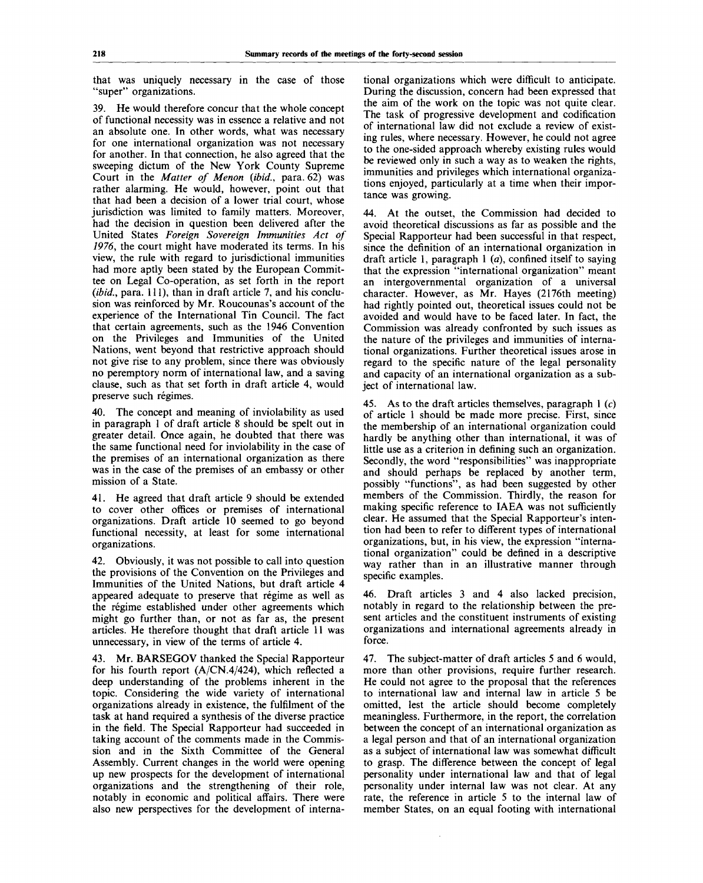that was uniquely necessary in the case of those "super" organizations.

39. He would therefore concur that the whole concept of functional necessity was in essence a relative and not an absolute one. In other words, what was necessary for one international organization was not necessary for another. In that connection, he also agreed that the sweeping dictum of the New York County Supreme Court in the *Matter of Menon* (*ibid.*, para. 62) was rather alarming. He would, however, point out that that had been a decision of a lower trial court, whose jurisdiction was limited to family matters. Moreover, had the decision in question been delivered after the United States *Foreign Sovereign Immunities Act of 1976*, the court might have moderated its terms. In his view, the rule with regard to jurisdictional immunities had more aptly been stated by the European Committee on Legal Co-operation, as set forth in the report (*ibid.*, para. 111), than in draft article 7, and his conclusion was reinforced by Mr. Roucounas's account of the experience of the International Tin Council. The fact that certain agreements, such as the 1946 Convention on the Privileges and Immunities of the United Nations, went beyond that restrictive approach should not give rise to any problem, since there was obviously no peremptory norm of international law, and a saving clause, such as that set forth in draft article 4, would preserve such régimes.

40. The concept and meaning of inviolability as used in paragraph 1 of draft article 8 should be spelt out in greater detail. Once again, he doubted that there was the same functional need for inviolability in the case of the premises of an international organization as there was in the case of the premises of an embassy or other mission of a State.

41. He agreed that draft article 9 should be extended to cover other offices or premises of international organizations. Draft article 10 seemed to go beyond functional necessity, at least for some international organizations.

42. Obviously, it was not possible to call into question the provisions of the Convention on the Privileges and Immunities of the United Nations, but draft article 4 appeared adequate to preserve that régime as well as the régime established under other agreements which might go further than, or not as far as, the present articles. He therefore thought that draft article 11 was unnecessary, in view of the terms of article 4.

43. Mr. BARSEGOV thanked the Special Rapporteur for his fourth report (A/CN.4/424), which reflected a deep understanding of the problems inherent in the topic. Considering the wide variety of international organizations already in existence, the fulfilment of the task at hand required a synthesis of the diverse practice in the field. The Special Rapporteur had succeeded in taking account of the comments made in the Commission and in the Sixth Committee of the General Assembly. Current changes in the world were opening up new prospects for the development of international organizations and the strengthening of their role, notably in economic and political affairs. There were also new perspectives for the development of international organizations which were difficult to anticipate. During the discussion, concern had been expressed that the aim of the work on the topic was not quite clear. The task of progressive development and codification of international law did not exclude a review of existing rules, where necessary. However, he could not agree to the one-sided approach whereby existing rules would be reviewed only in such a way as to weaken the rights, immunities and privileges which international organizations enjoyed, particularly at a time when their importance was growing.

44. At the outset, the Commission had decided to avoid theoretical discussions as far as possible and the Special Rapporteur had been successful in that respect, since the definition of an international organization in draft article 1, paragraph 1 (*a*), confined itself to saying that the expression "international organization" meant an intergovernmental organization of a universal character. However, as Mr. Hayes (2176th meeting) had rightly pointed out, theoretical issues could not be avoided and would have to be faced later. In fact, the Commission was already confronted by such issues as the nature of the privileges and immunities of international organizations. Further theoretical issues arose in regard to the specific nature of the legal personality and capacity of an international organization as a subject of international law.

45. As to the draft articles themselves, paragraph 1 (*c*) of article 1 should be made more precise. First, since the membership of an international organization could hardly be anything other than international, it was of little use as a criterion in defining such an organization. Secondly, the word "responsibilities" was inappropriate and should perhaps be replaced by another term, possibly "functions", as had been suggested by other members of the Commission. Thirdly, the reason for making specific reference to IAEA was not sufficiently clear. He assumed that the Special Rapporteur's intention had been to refer to different types of international organizations, but, in his view, the expression "international organization" could be defined in a descriptive way rather than in an illustrative manner through specific examples.

46. Draft articles 3 and 4 also lacked precision, notably in regard to the relationship between the present articles and the constituent instruments of existing organizations and international agreements already in force.

47. The subject-matter of draft articles 5 and 6 would, more than other provisions, require further research. He could not agree to the proposal that the references to international law and internal law in article 5 be omitted, lest the article should become completely meaningless. Furthermore, in the report, the correlation between the concept of an international organization as a legal person and that of an international organization as a subject of international law was somewhat difficult to grasp. The difference between the concept of legal personality under international law and that of legal personality under internal law was not clear. At any rate, the reference in article 5 to the internal law of member States, on an equal footing with international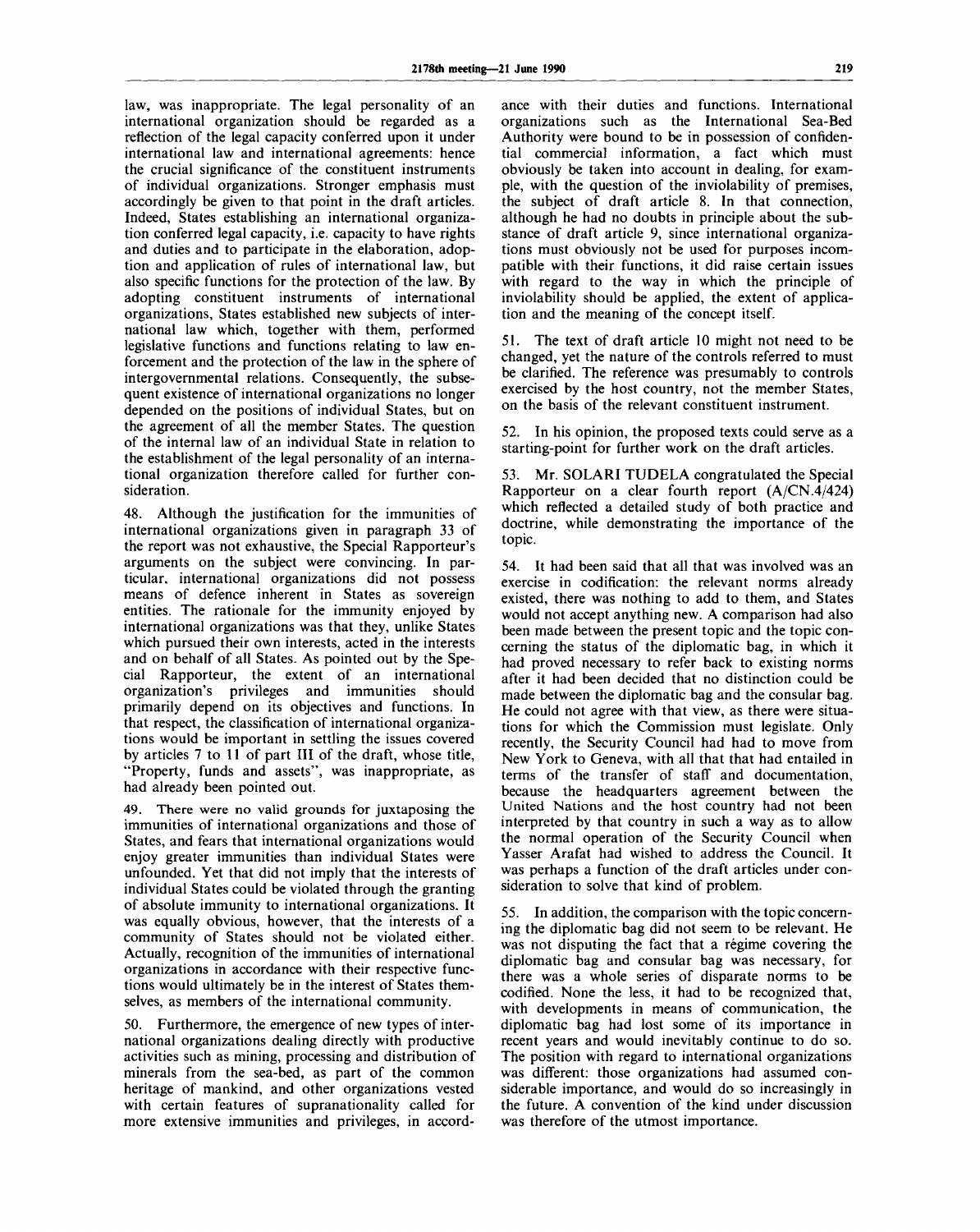law, was inappropriate. The legal personality of an international organization should be regarded as a reflection of the legal capacity conferred upon it under international law and international agreements: hence the crucial significance of the constituent instruments of individual organizations. Stronger emphasis must accordingly be given to that point in the draft articles. Indeed, States establishing an international organization conferred legal capacity, i.e. capacity to have rights and duties and to participate in the elaboration, adoption and application of rules of international law, but also specific functions for the protection of the law. By adopting constituent instruments of international organizations, States established new subjects of international law which, together with them, performed legislative functions and functions relating to law enforcement and the protection of the law in the sphere of intergovernmental relations. Consequently, the subsequent existence of international organizations no longer depended on the positions of individual States, but on the agreement of all the member States. The question of the internal law of an individual State in relation to the establishment of the legal personality of an international organization therefore called for further consideration.

48. Although the justification for the immunities of international organizations given in paragraph 33 of the report was not exhaustive, the Special Rapporteur's arguments on the subject were convincing. In particular, international organizations did not possess means of defence inherent in States as sovereign entities. The rationale for the immunity enjoyed by international organizations was that they, unlike States which pursued their own interests, acted in the interests and on behalf of all States. As pointed out by the Special Rapporteur, the extent of an international organization's privileges and immunities should primarily depend on its objectives and functions. In that respect, the classification of international organizations would be important in settling the issues covered by articles 7 to 11 of part III of the draft, whose title, "Property, funds and assets", was inappropriate, as had already been pointed out.

49. There were no valid grounds for juxtaposing the immunities of international organizations and those of States, and fears that international organizations would enjoy greater immunities than individual States were unfounded. Yet that did not imply that the interests of individual States could be violated through the granting of absolute immunity to international organizations. It was equally obvious, however, that the interests of a community of States should not be violated either. Actually, recognition of the immunities of international organizations in accordance with their respective functions would ultimately be in the interest of States themselves, as members of the international community.

50. Furthermore, the emergence of new types of international organizations dealing directly with productive activities such as mining, processing and distribution of minerals from the sea-bed, as part of the common heritage of mankind, and other organizations vested with certain features of supranationality called for more extensive immunities and privileges, in accordance with their duties and functions. International organizations such as the International Sea-Bed Authority were bound to be in possession of confidential commercial information, a fact which must obviously be taken into account in dealing, for example, with the question of the inviolability of premises, the subject of draft article 8. In that connection, although he had no doubts in principle about the substance of draft article 9, since international organizations must obviously not be used for purposes incompatible with their functions, it did raise certain issues with regard to the way in which the principle of inviolability should be applied, the extent of application and the meaning of the concept itself.

51. The text of draft article 10 might not need to be changed, yet the nature of the controls referred to must be clarified. The reference was presumably to controls exercised by the host country, not the member States, on the basis of the relevant constituent instrument.

52. In his opinion, the proposed texts could serve as a starting-point for further work on the draft articles.

53. Mr. SOLARI TUDELA congratulated the Special Rapporteur on a clear fourth report (A/CN.4/424) which reflected a detailed study of both practice and doctrine, while demonstrating the importance of the topic.

54. It had been said that all that was involved was an exercise in codification: the relevant norms already existed, there was nothing to add to them, and States would not accept anything new. A comparison had also been made between the present topic and the topic concerning the status of the diplomatic bag, in which it had proved necessary to refer back to existing norms after it had been decided that no distinction could be made between the diplomatic bag and the consular bag. He could not agree with that view, as there were situations for which the Commission must legislate. Only recently, the Security Council had had to move from New York to Geneva, with all that that had entailed in terms of the transfer of staff and documentation, because the headquarters agreement between the United Nations and the host country had not been interpreted by that country in such a way as to allow the normal operation of the Security Council when Yasser Arafat had wished to address the Council. It was perhaps a function of the draft articles under consideration to solve that kind of problem.

55. In addition, the comparison with the topic concerning the diplomatic bag did not seem to be relevant. He was not disputing the fact that a régime covering the diplomatic bag and consular bag was necessary, for there was a whole series of disparate norms to be codified. None the less, it had to be recognized that, with developments in means of communication, the diplomatic bag had lost some of its importance in recent years and would inevitably continue to do so. The position with regard to international organizations was different: those organizations had assumed considerable importance, and would do so increasingly in the future. A convention of the kind under discussion was therefore of the utmost importance.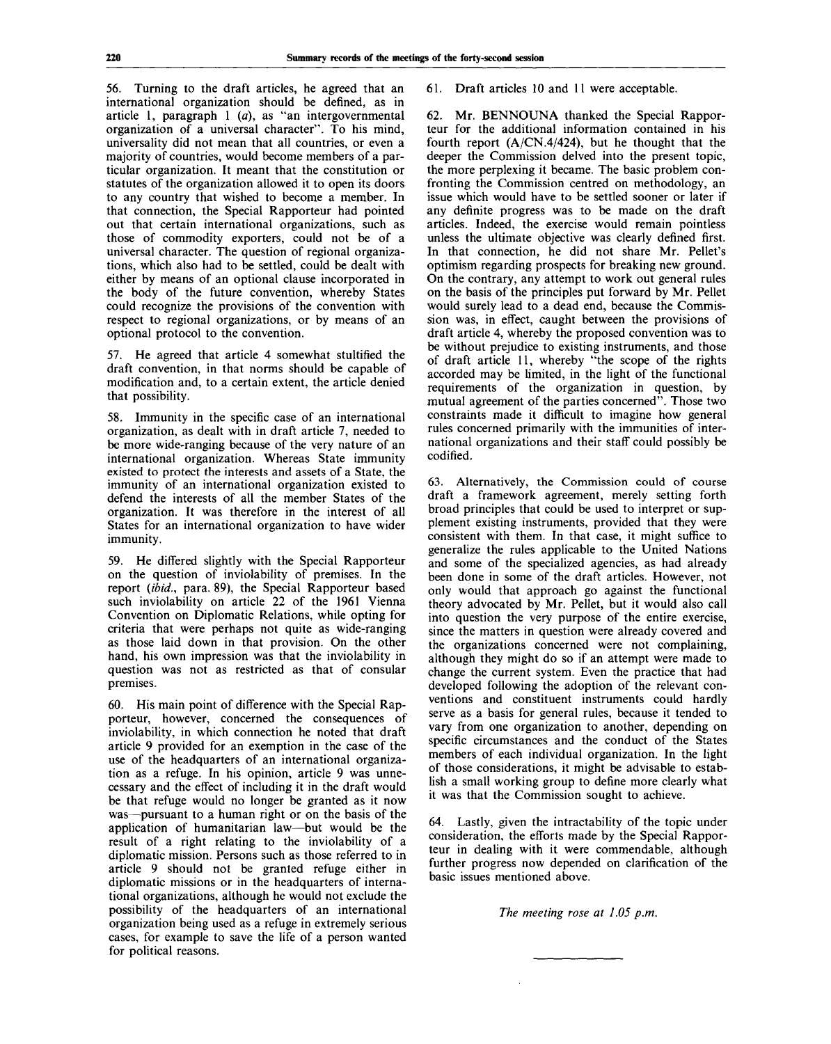56. Turning to the draft articles, he agreed that an international organization should be defined, as in article 1, paragraph 1 (*a*), as "an intergovernmental organization of a universal character". To his mind, universality did not mean that all countries, or even a majority of countries, would become members of a particular organization. It meant that the constitution or statutes of the organization allowed it to open its doors to any country that wished to become a member. In that connection, the Special Rapporteur had pointed out that certain international organizations, such as those of commodity exporters, could not be of a universal character. The question of regional organizations, which also had to be settled, could be dealt with either by means of an optional clause incorporated in the body of the future convention, whereby States could recognize the provisions of the convention with respect to regional organizations, or by means of an optional protocol to the convention.

57. He agreed that article 4 somewhat stultified the draft convention, in that norms should be capable of modification and, to a certain extent, the article denied that possibility.

58. Immunity in the specific case of an international organization, as dealt with in draft article 7, needed to be more wide-ranging because of the very nature of an international organization. Whereas State immunity existed to protect the interests and assets of a State, the immunity of an international organization existed to defend the interests of all the member States of the organization. It was therefore in the interest of all States for an international organization to have wider immunity.

59. He differed slightly with the Special Rapporteur on the question of inviolability of premises. In the report (*ibid.*, para. 89), the Special Rapporteur based such inviolability on article 22 of the 1961 Vienna Convention on Diplomatic Relations, while opting for criteria that were perhaps not quite as wide-ranging as those laid down in that provision. On the other hand, his own impression was that the inviolability in question was not as restricted as that of consular premises.

60. His main point of difference with the Special Rapporteur, however, concerned the consequences of inviolability, in which connection he noted that draft article 9 provided for an exemption in the case of the use of the headquarters of an international organization as a refuge. In his opinion, article 9 was unnecessary and the effect of including it in the draft would be that refuge would no longer be granted as it now was—pursuant to a human right or on the basis of the application of humanitarian law—but would be the result of a right relating to the inviolability of a diplomatic mission. Persons such as those referred to in article 9 should not be granted refuge either in diplomatic missions or in the headquarters of international organizations, although he would not exclude the possibility of the headquarters of an international organization being used as a refuge in extremely serious cases, for example to save the life of a person wanted for political reasons.

61. Draft articles 10 and 11 were acceptable.

62. Mr. BENNOUNA thanked the Special Rapporteur for the additional information contained in his fourth report (A/CN.4/424), but he thought that the deeper the Commission delved into the present topic, the more perplexing it became. The basic problem confronting the Commission centred on methodology, an issue which would have to be settled sooner or later if any definite progress was to be made on the draft articles. Indeed, the exercise would remain pointless unless the ultimate objective was clearly defined first. In that connection, he did not share Mr. Pellet's optimism regarding prospects for breaking new ground. On the contrary, any attempt to work out general rules on the basis of the principles put forward by Mr. Pellet would surely lead to a dead end, because the Commission was, in effect, caught between the provisions of draft article 4, whereby the proposed convention was to be without prejudice to existing instruments, and those of draft article 11, whereby "the scope of the rights accorded may be limited, in the light of the functional requirements of the organization in question, by mutual agreement of the parties concerned". Those two constraints made it difficult to imagine how general rules concerned primarily with the immunities of international organizations and their staff could possibly be codified.

63. Alternatively, the Commission could of course draft a framework agreement, merely setting forth broad principles that could be used to interpret or supplement existing instruments, provided that they were consistent with them. In that case, it might suffice to generalize the rules applicable to the United Nations and some of the specialized agencies, as had already been done in some of the draft articles. However, not only would that approach go against the functional theory advocated by Mr. Pellet, but it would also call into question the very purpose of the entire exercise, since the matters in question were already covered and the organizations concerned were not complaining, although they might do so if an attempt were made to change the current system. Even the practice that had developed following the adoption of the relevant conventions and constituent instruments could hardly serve as a basis for general rules, because it tended to vary from one organization to another, depending on specific circumstances and the conduct of the States members of each individual organization. In the light of those considerations, it might be advisable to establish a small working group to define more clearly what it was that the Commission sought to achieve.

64. Lastly, given the intractability of the topic under consideration, the efforts made by the Special Rapporteur in dealing with it were commendable, although further progress now depended on clarification of the basic issues mentioned above.

*The meeting rose at 1.05 p.m.*